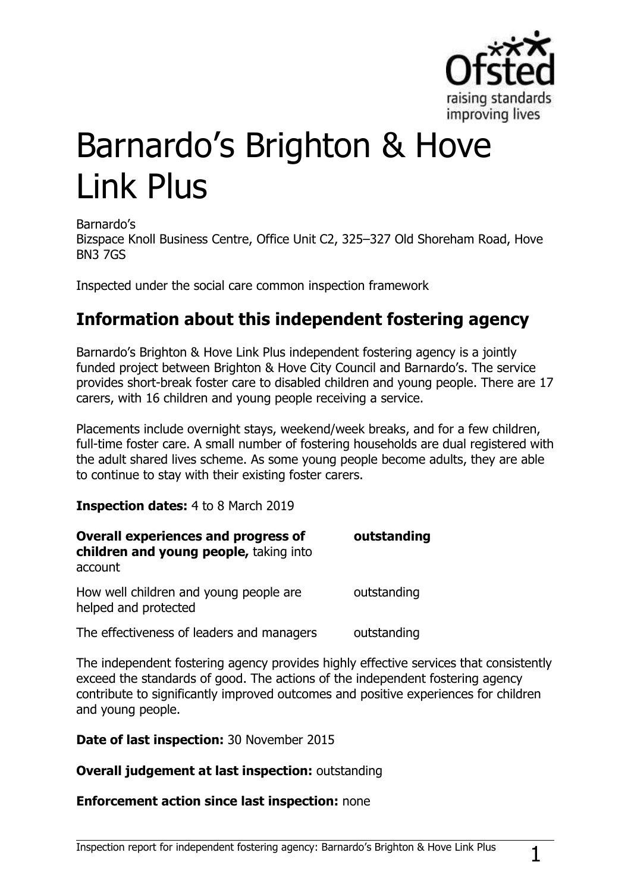# Barnardo's Brighton & Hove Link Plus

Barnardo's
Bizspace Knoll Business Centre, Office Unit C2, 325–327 Old Shoreham Road, Hove BN3 7GS

Inspected under the social care common inspection framework

## Information about this independent fostering agency

Barnardo's Brighton & Hove Link Plus independent fostering agency is a jointly funded project between Brighton & Hove City Council and Barnardo's. The service provides short-break foster care to disabled children and young people. There are 17 carers, with 16 children and young people receiving a service.

Placements include overnight stays, weekend/week breaks, and for a few children, full-time foster care. A small number of fostering households are dual registered with the adult shared lives scheme. As some young people become adults, they are able to continue to stay with their existing foster carers.

**Inspection dates:** 4 to 8 March 2019

| | |
|---|---|
| **Overall experiences and progress of children and young people,** taking into account | **outstanding** |
| How well children and young people are helped and protected | outstanding |
| The effectiveness of leaders and managers | outstanding |

The independent fostering agency provides highly effective services that consistently exceed the standards of good. The actions of the independent fostering agency contribute to significantly improved outcomes and positive experiences for children and young people.

**Date of last inspection:** 30 November 2015

**Overall judgement at last inspection:** outstanding

**Enforcement action since last inspection:** none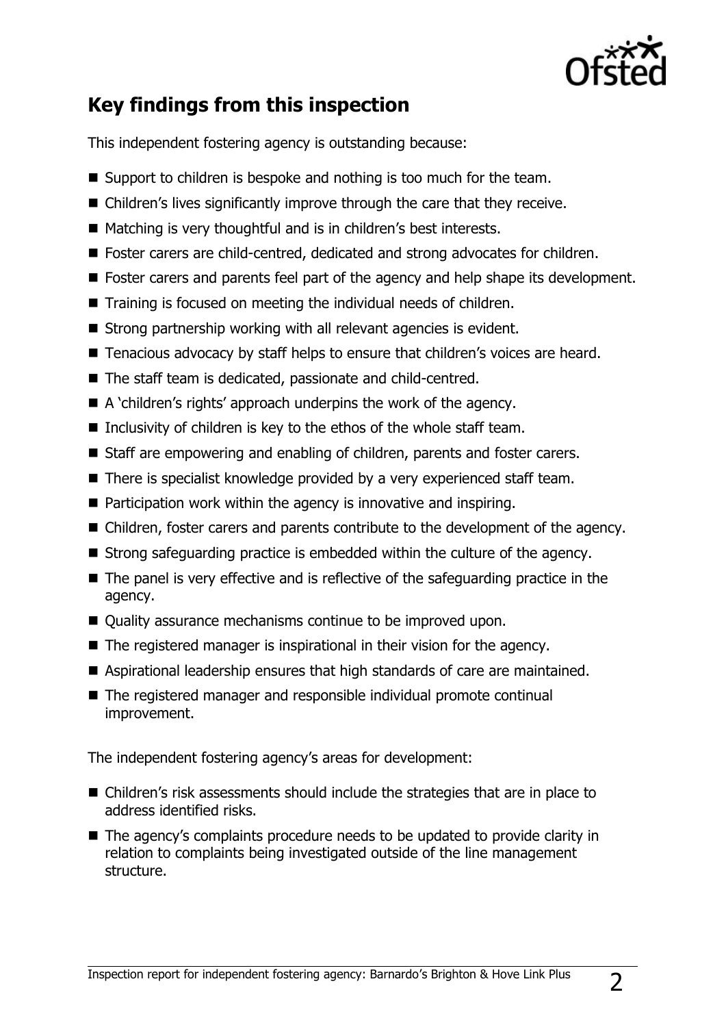## Key findings from this inspection

This independent fostering agency is outstanding because:

- Support to children is bespoke and nothing is too much for the team.
- Children's lives significantly improve through the care that they receive.
- Matching is very thoughtful and is in children's best interests.
- Foster carers are child-centred, dedicated and strong advocates for children.
- Foster carers and parents feel part of the agency and help shape its development.
- Training is focused on meeting the individual needs of children.
- Strong partnership working with all relevant agencies is evident.
- Tenacious advocacy by staff helps to ensure that children's voices are heard.
- The staff team is dedicated, passionate and child-centred.
- A 'children's rights' approach underpins the work of the agency.
- Inclusivity of children is key to the ethos of the whole staff team.
- Staff are empowering and enabling of children, parents and foster carers.
- There is specialist knowledge provided by a very experienced staff team.
- Participation work within the agency is innovative and inspiring.
- Children, foster carers and parents contribute to the development of the agency.
- Strong safeguarding practice is embedded within the culture of the agency.
- The panel is very effective and is reflective of the safeguarding practice in the agency.
- Quality assurance mechanisms continue to be improved upon.
- The registered manager is inspirational in their vision for the agency.
- Aspirational leadership ensures that high standards of care are maintained.
- The registered manager and responsible individual promote continual improvement.

The independent fostering agency's areas for development:

- Children's risk assessments should include the strategies that are in place to address identified risks.
- The agency's complaints procedure needs to be updated to provide clarity in relation to complaints being investigated outside of the line management structure.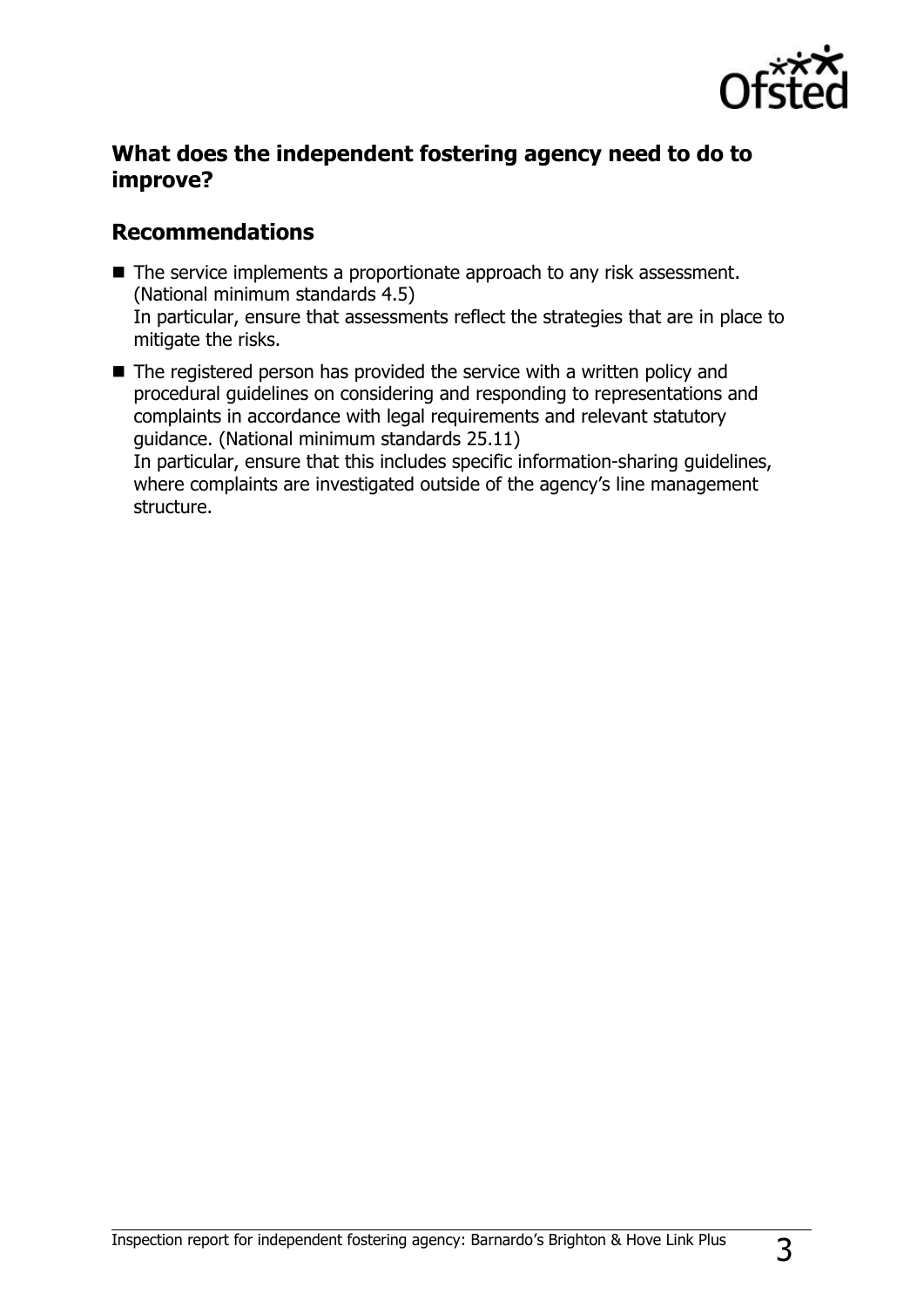## What does the independent fostering agency need to do to improve?

## Recommendations

- The service implements a proportionate approach to any risk assessment. (National minimum standards 4.5)  
  In particular, ensure that assessments reflect the strategies that are in place to mitigate the risks.
- The registered person has provided the service with a written policy and procedural guidelines on considering and responding to representations and complaints in accordance with legal requirements and relevant statutory guidance. (National minimum standards 25.11)  
  In particular, ensure that this includes specific information-sharing guidelines, where complaints are investigated outside of the agency's line management structure.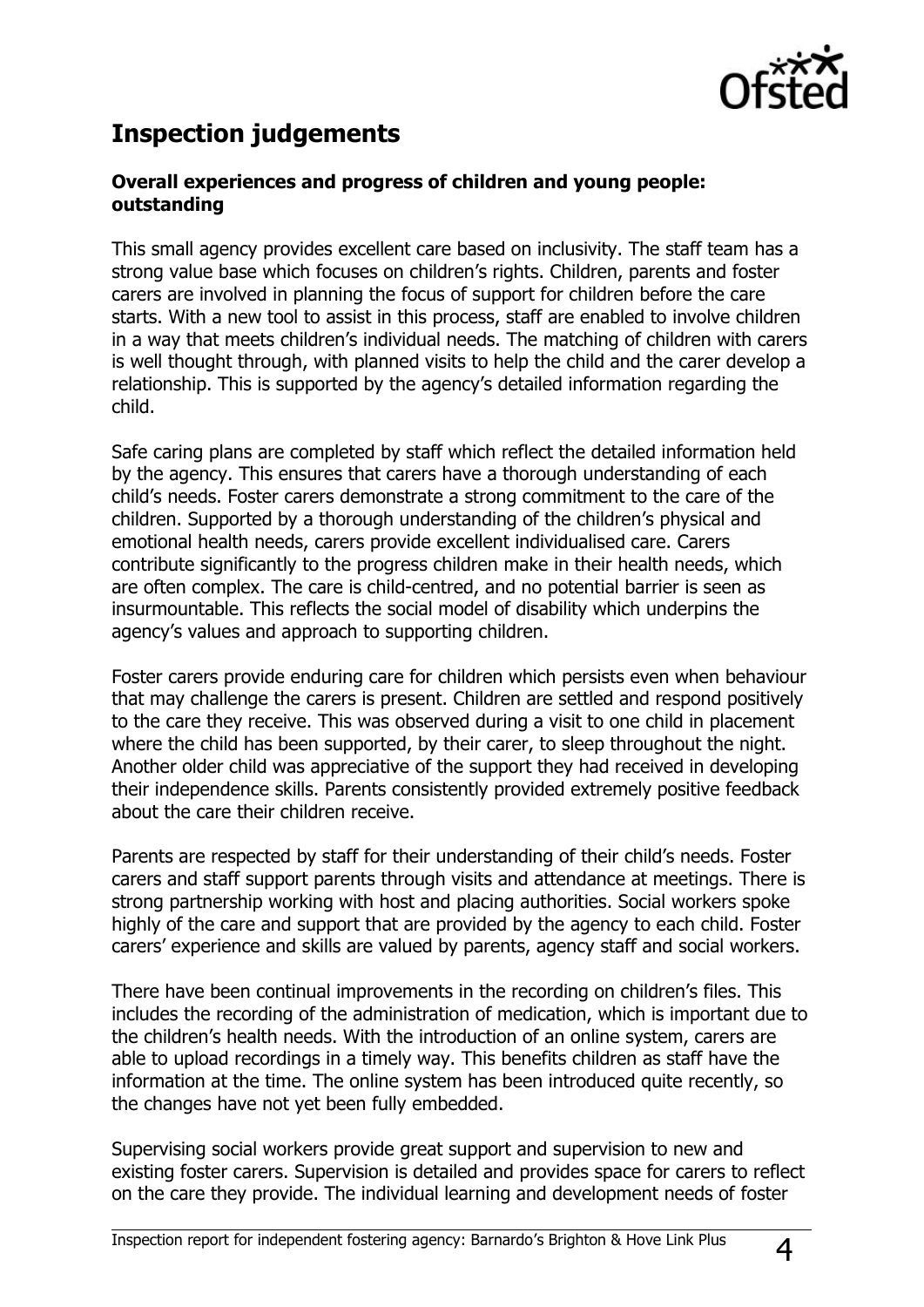## Inspection judgements

**Overall experiences and progress of children and young people: outstanding**

This small agency provides excellent care based on inclusivity. The staff team has a strong value base which focuses on children's rights. Children, parents and foster carers are involved in planning the focus of support for children before the care starts. With a new tool to assist in this process, staff are enabled to involve children in a way that meets children's individual needs. The matching of children with carers is well thought through, with planned visits to help the child and the carer develop a relationship. This is supported by the agency's detailed information regarding the child.

Safe caring plans are completed by staff which reflect the detailed information held by the agency. This ensures that carers have a thorough understanding of each child's needs. Foster carers demonstrate a strong commitment to the care of the children. Supported by a thorough understanding of the children's physical and emotional health needs, carers provide excellent individualised care. Carers contribute significantly to the progress children make in their health needs, which are often complex. The care is child-centred, and no potential barrier is seen as insurmountable. This reflects the social model of disability which underpins the agency's values and approach to supporting children.

Foster carers provide enduring care for children which persists even when behaviour that may challenge the carers is present. Children are settled and respond positively to the care they receive. This was observed during a visit to one child in placement where the child has been supported, by their carer, to sleep throughout the night. Another older child was appreciative of the support they had received in developing their independence skills. Parents consistently provided extremely positive feedback about the care their children receive.

Parents are respected by staff for their understanding of their child's needs. Foster carers and staff support parents through visits and attendance at meetings. There is strong partnership working with host and placing authorities. Social workers spoke highly of the care and support that are provided by the agency to each child. Foster carers' experience and skills are valued by parents, agency staff and social workers.

There have been continual improvements in the recording on children's files. This includes the recording of the administration of medication, which is important due to the children's health needs. With the introduction of an online system, carers are able to upload recordings in a timely way. This benefits children as staff have the information at the time. The online system has been introduced quite recently, so the changes have not yet been fully embedded.

Supervising social workers provide great support and supervision to new and existing foster carers. Supervision is detailed and provides space for carers to reflect on the care they provide. The individual learning and development needs of foster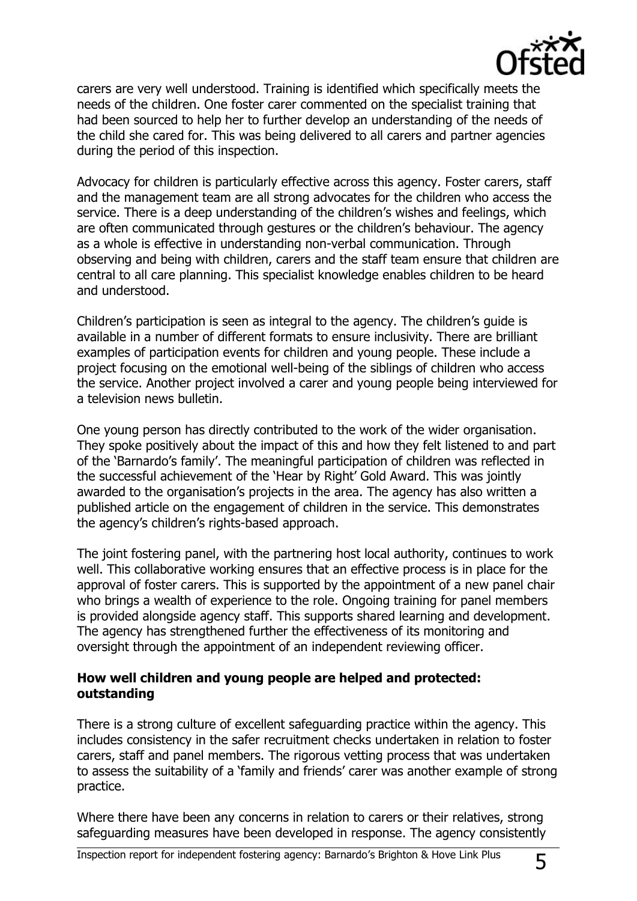carers are very well understood. Training is identified which specifically meets the needs of the children. One foster carer commented on the specialist training that had been sourced to help her to further develop an understanding of the needs of the child she cared for. This was being delivered to all carers and partner agencies during the period of this inspection.

Advocacy for children is particularly effective across this agency. Foster carers, staff and the management team are all strong advocates for the children who access the service. There is a deep understanding of the children's wishes and feelings, which are often communicated through gestures or the children's behaviour. The agency as a whole is effective in understanding non-verbal communication. Through observing and being with children, carers and the staff team ensure that children are central to all care planning. This specialist knowledge enables children to be heard and understood.

Children's participation is seen as integral to the agency. The children's guide is available in a number of different formats to ensure inclusivity. There are brilliant examples of participation events for children and young people. These include a project focusing on the emotional well-being of the siblings of children who access the service. Another project involved a carer and young people being interviewed for a television news bulletin.

One young person has directly contributed to the work of the wider organisation. They spoke positively about the impact of this and how they felt listened to and part of the 'Barnardo's family'. The meaningful participation of children was reflected in the successful achievement of the 'Hear by Right' Gold Award. This was jointly awarded to the organisation's projects in the area. The agency has also written a published article on the engagement of children in the service. This demonstrates the agency's children's rights-based approach.

The joint fostering panel, with the partnering host local authority, continues to work well. This collaborative working ensures that an effective process is in place for the approval of foster carers. This is supported by the appointment of a new panel chair who brings a wealth of experience to the role. Ongoing training for panel members is provided alongside agency staff. This supports shared learning and development. The agency has strengthened further the effectiveness of its monitoring and oversight through the appointment of an independent reviewing officer.

### How well children and young people are helped and protected: outstanding

There is a strong culture of excellent safeguarding practice within the agency. This includes consistency in the safer recruitment checks undertaken in relation to foster carers, staff and panel members. The rigorous vetting process that was undertaken to assess the suitability of a 'family and friends' carer was another example of strong practice.

Where there have been any concerns in relation to carers or their relatives, strong safeguarding measures have been developed in response. The agency consistently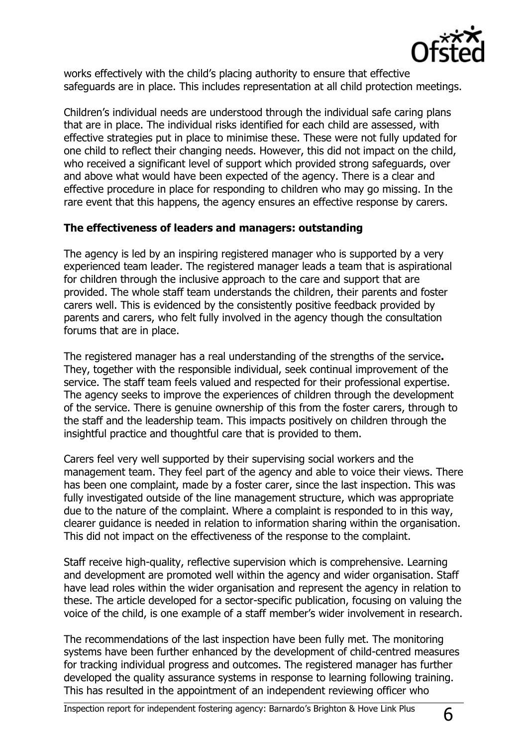works effectively with the child's placing authority to ensure that effective safeguards are in place. This includes representation at all child protection meetings.

Children's individual needs are understood through the individual safe caring plans that are in place. The individual risks identified for each child are assessed, with effective strategies put in place to minimise these. These were not fully updated for one child to reflect their changing needs. However, this did not impact on the child, who received a significant level of support which provided strong safeguards, over and above what would have been expected of the agency. There is a clear and effective procedure in place for responding to children who may go missing. In the rare event that this happens, the agency ensures an effective response by carers.

**The effectiveness of leaders and managers: outstanding**

The agency is led by an inspiring registered manager who is supported by a very experienced team leader. The registered manager leads a team that is aspirational for children through the inclusive approach to the care and support that are provided. The whole staff team understands the children, their parents and foster carers well. This is evidenced by the consistently positive feedback provided by parents and carers, who felt fully involved in the agency though the consultation forums that are in place.

The registered manager has a real understanding of the strengths of the service**.** They, together with the responsible individual, seek continual improvement of the service. The staff team feels valued and respected for their professional expertise. The agency seeks to improve the experiences of children through the development of the service. There is genuine ownership of this from the foster carers, through to the staff and the leadership team. This impacts positively on children through the insightful practice and thoughtful care that is provided to them.

Carers feel very well supported by their supervising social workers and the management team. They feel part of the agency and able to voice their views. There has been one complaint, made by a foster carer, since the last inspection. This was fully investigated outside of the line management structure, which was appropriate due to the nature of the complaint. Where a complaint is responded to in this way, clearer guidance is needed in relation to information sharing within the organisation. This did not impact on the effectiveness of the response to the complaint.

Staff receive high-quality, reflective supervision which is comprehensive. Learning and development are promoted well within the agency and wider organisation. Staff have lead roles within the wider organisation and represent the agency in relation to these. The article developed for a sector-specific publication, focusing on valuing the voice of the child, is one example of a staff member's wider involvement in research.

The recommendations of the last inspection have been fully met. The monitoring systems have been further enhanced by the development of child-centred measures for tracking individual progress and outcomes. The registered manager has further developed the quality assurance systems in response to learning following training. This has resulted in the appointment of an independent reviewing officer who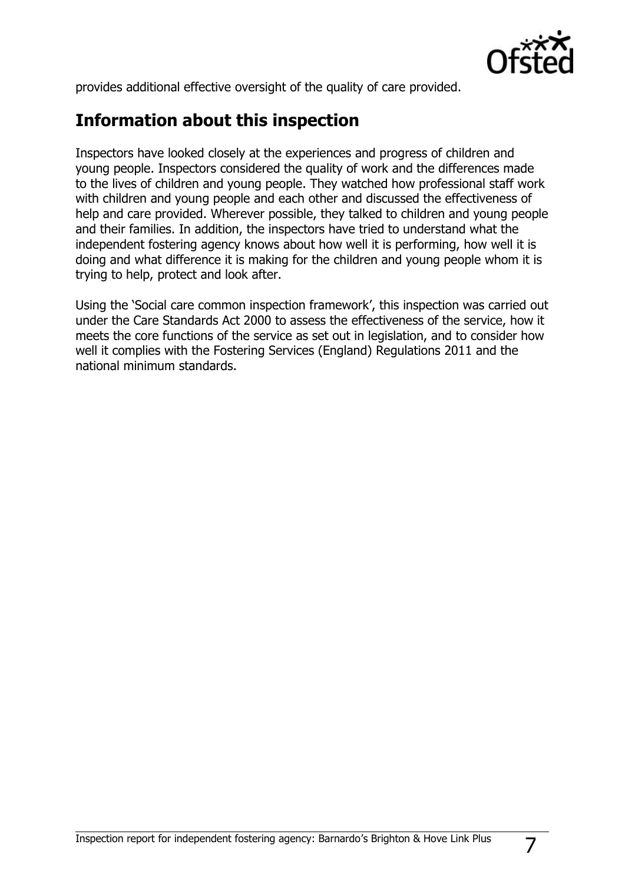provides additional effective oversight of the quality of care provided.

## Information about this inspection

Inspectors have looked closely at the experiences and progress of children and young people. Inspectors considered the quality of work and the differences made to the lives of children and young people. They watched how professional staff work with children and young people and each other and discussed the effectiveness of help and care provided. Wherever possible, they talked to children and young people and their families. In addition, the inspectors have tried to understand what the independent fostering agency knows about how well it is performing, how well it is doing and what difference it is making for the children and young people whom it is trying to help, protect and look after.

Using the 'Social care common inspection framework', this inspection was carried out under the Care Standards Act 2000 to assess the effectiveness of the service, how it meets the core functions of the service as set out in legislation, and to consider how well it complies with the Fostering Services (England) Regulations 2011 and the national minimum standards.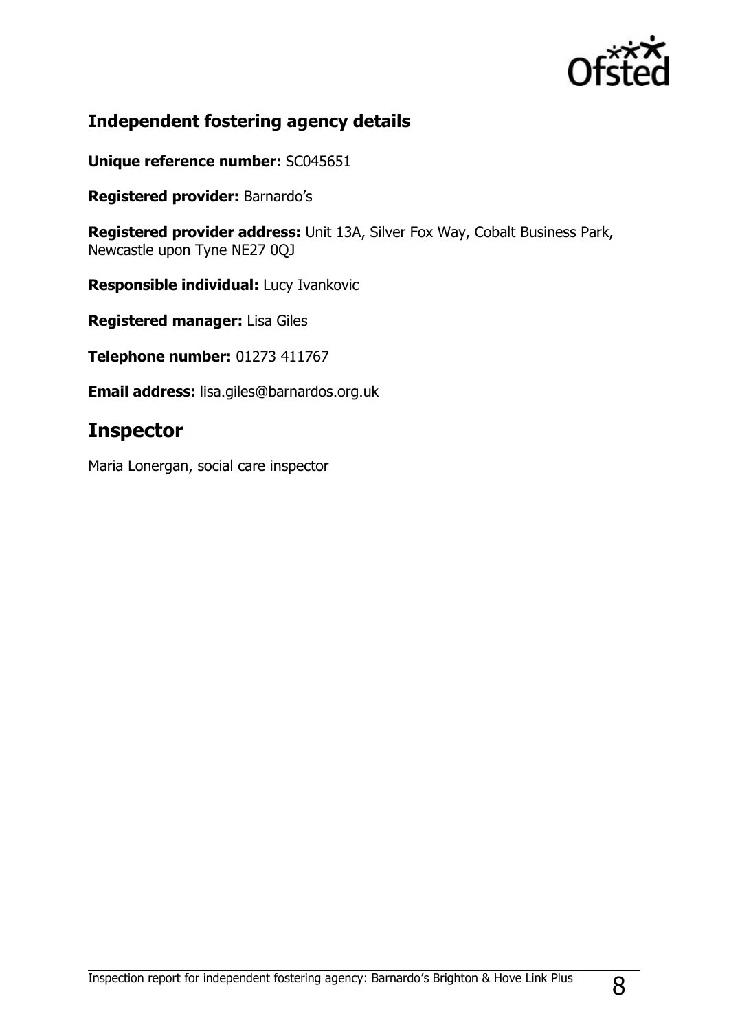## Independent fostering agency details

**Unique reference number:** SC045651

**Registered provider:** Barnardo's

**Registered provider address:** Unit 13A, Silver Fox Way, Cobalt Business Park, Newcastle upon Tyne NE27 0QJ

**Responsible individual:** Lucy Ivankovic

**Registered manager:** Lisa Giles

**Telephone number:** 01273 411767

**Email address:** lisa.giles@barnardos.org.uk

# Inspector

Maria Lonergan, social care inspector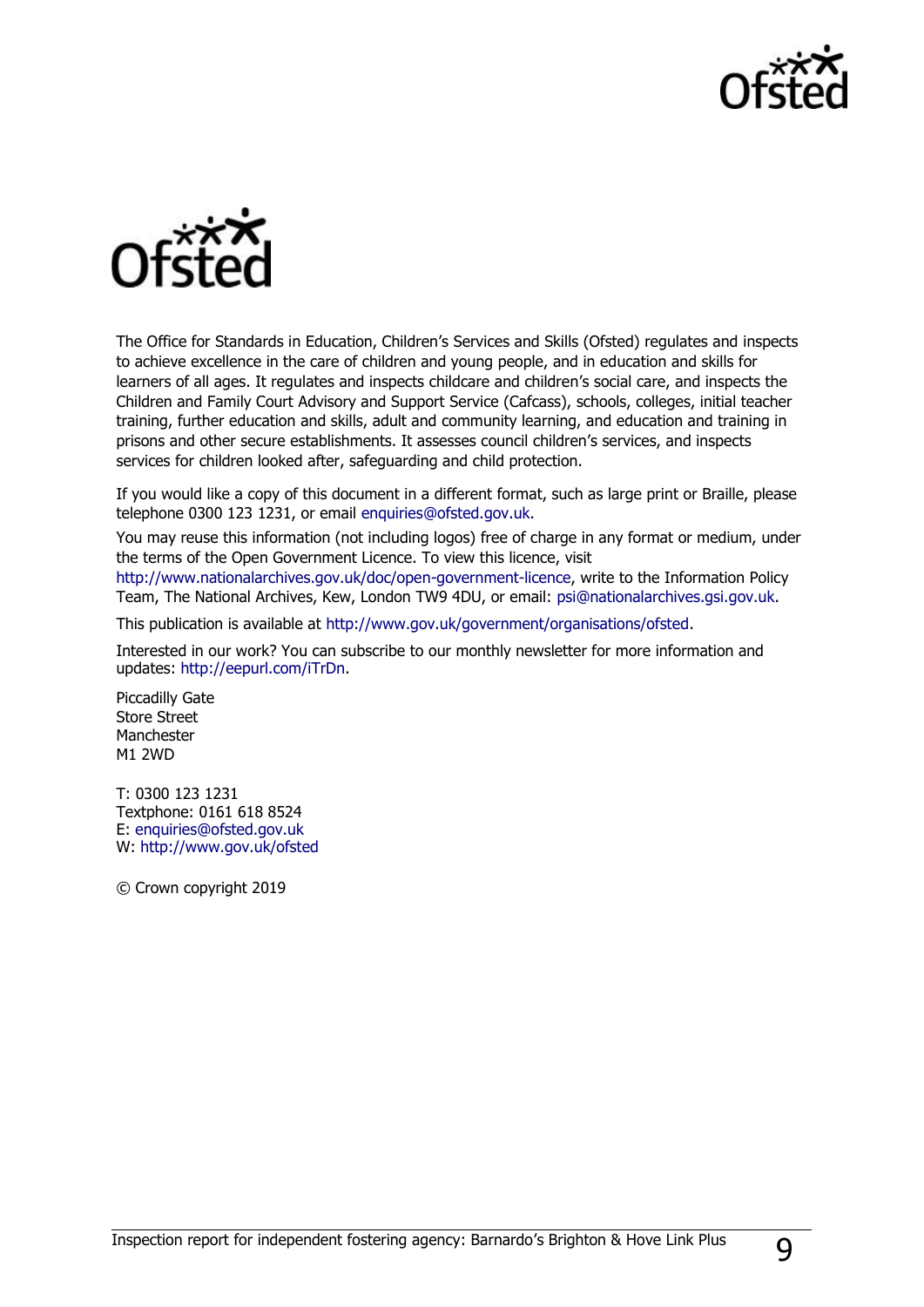The Office for Standards in Education, Children's Services and Skills (Ofsted) regulates and inspects to achieve excellence in the care of children and young people, and in education and skills for learners of all ages. It regulates and inspects childcare and children's social care, and inspects the Children and Family Court Advisory and Support Service (Cafcass), schools, colleges, initial teacher training, further education and skills, adult and community learning, and education and training in prisons and other secure establishments. It assesses council children's services, and inspects services for children looked after, safeguarding and child protection.

If you would like a copy of this document in a different format, such as large print or Braille, please telephone 0300 123 1231, or email enquiries@ofsted.gov.uk.

You may reuse this information (not including logos) free of charge in any format or medium, under the terms of the Open Government Licence. To view this licence, visit http://www.nationalarchives.gov.uk/doc/open-government-licence, write to the Information Policy Team, The National Archives, Kew, London TW9 4DU, or email: psi@nationalarchives.gsi.gov.uk.

This publication is available at http://www.gov.uk/government/organisations/ofsted.

Interested in our work? You can subscribe to our monthly newsletter for more information and updates: http://eepurl.com/iTrDn.

Piccadilly Gate
Store Street
Manchester
M1 2WD

T: 0300 123 1231
Textphone: 0161 618 8524
E: enquiries@ofsted.gov.uk
W: http://www.gov.uk/ofsted

© Crown copyright 2019